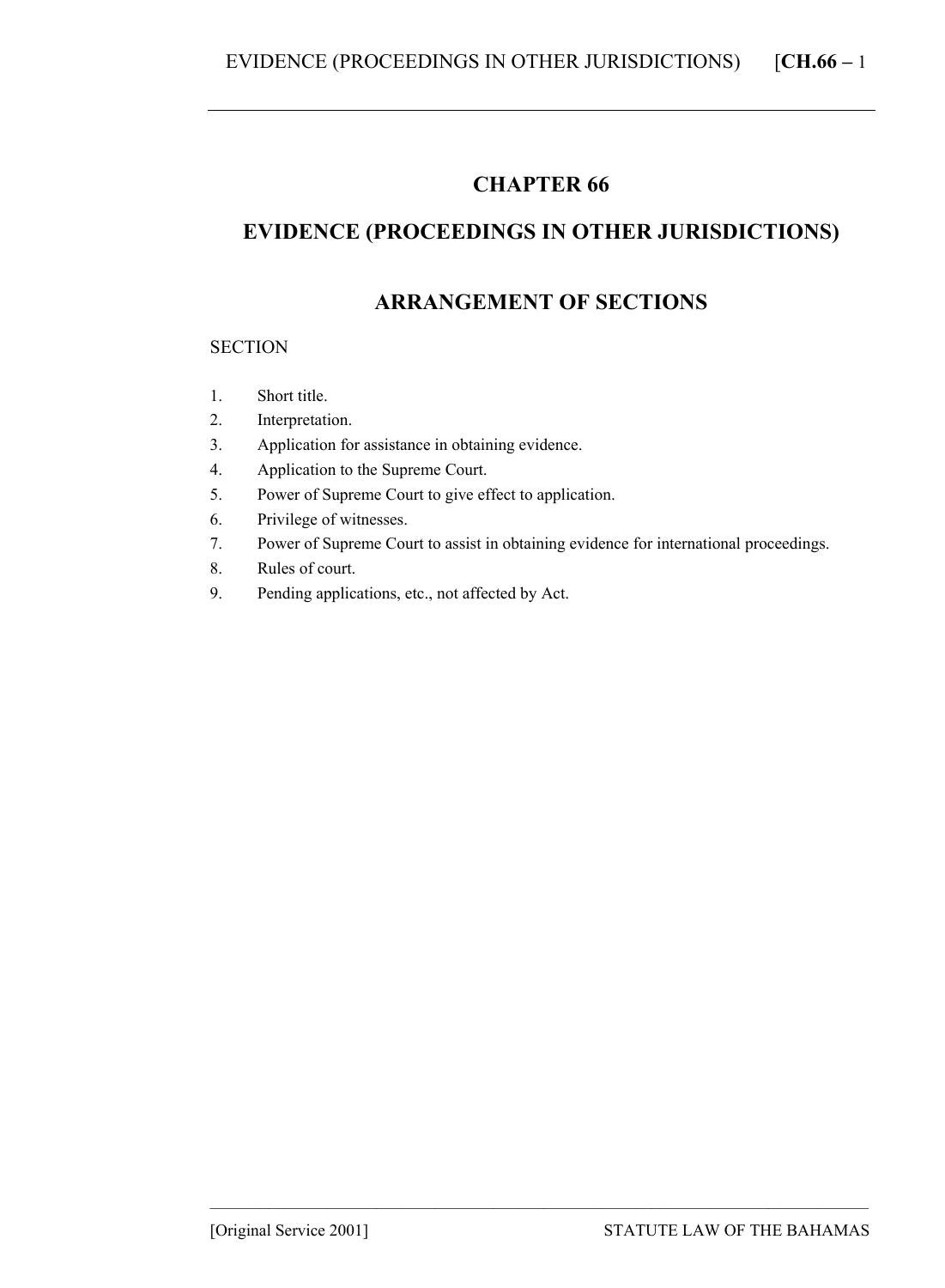# CHAPTER 66

## EVIDENCE (PROCEEDINGS IN OTHER JURISDICTIONS)

## ARRANGEMENT OF SECTIONS

SECTION

1. Short title.
2. Interpretation.
3. Application for assistance in obtaining evidence.
4. Application to the Supreme Court.
5. Power of Supreme Court to give effect to application.
6. Privilege of witnesses.
7. Power of Supreme Court to assist in obtaining evidence for international proceedings.
8. Rules of court.
9. Pending applications, etc., not affected by Act.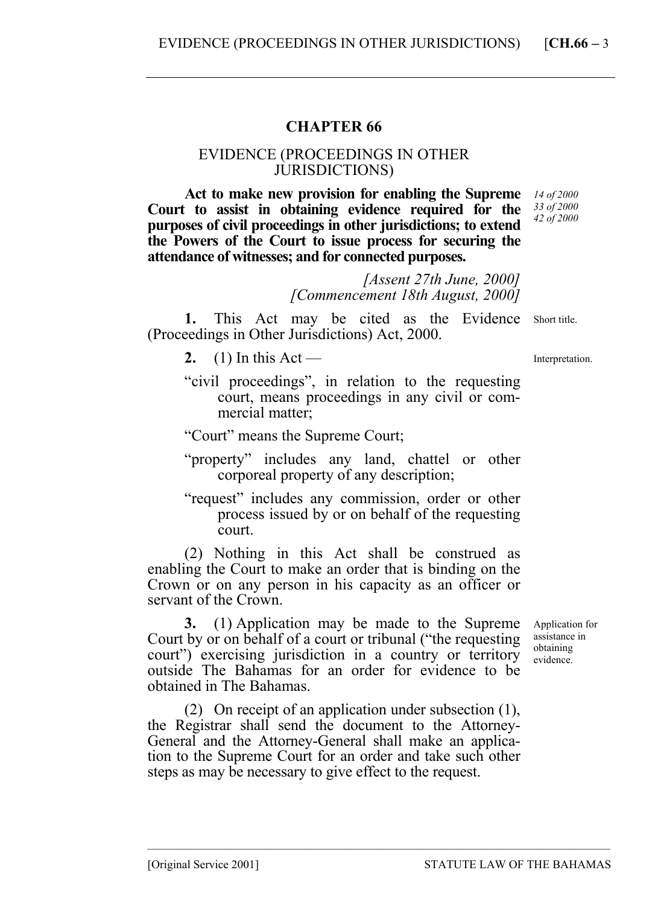# CHAPTER 66

## EVIDENCE (PROCEEDINGS IN OTHER JURISDICTIONS)

**Act to make new provision for enabling the Supreme Court to assist in obtaining evidence required for the purposes of civil proceedings in other jurisdictions; to extend the Powers of the Court to issue process for securing the attendance of witnesses; and for connected purposes.**

*14 of 2000*
*33 of 2000*
*42 of 2000*

*[Assent 27th June, 2000]*
*[Commencement 18th August, 2000]*

Short title.

**1.** This Act may be cited as the Evidence (Proceedings in Other Jurisdictions) Act, 2000.

Interpretation.

**2.** (1) In this Act —

"civil proceedings", in relation to the requesting court, means proceedings in any civil or commercial matter;

"Court" means the Supreme Court;

"property" includes any land, chattel or other corporeal property of any description;

"request" includes any commission, order or other process issued by or on behalf of the requesting court.

(2) Nothing in this Act shall be construed as enabling the Court to make an order that is binding on the Crown or on any person in his capacity as an officer or servant of the Crown.

Application for assistance in obtaining evidence.

**3.** (1) Application may be made to the Supreme Court by or on behalf of a court or tribunal ("the requesting court") exercising jurisdiction in a country or territory outside The Bahamas for an order for evidence to be obtained in The Bahamas.

(2) On receipt of an application under subsection (1), the Registrar shall send the document to the Attorney-General and the Attorney-General shall make an application to the Supreme Court for an order and take such other steps as may be necessary to give effect to the request.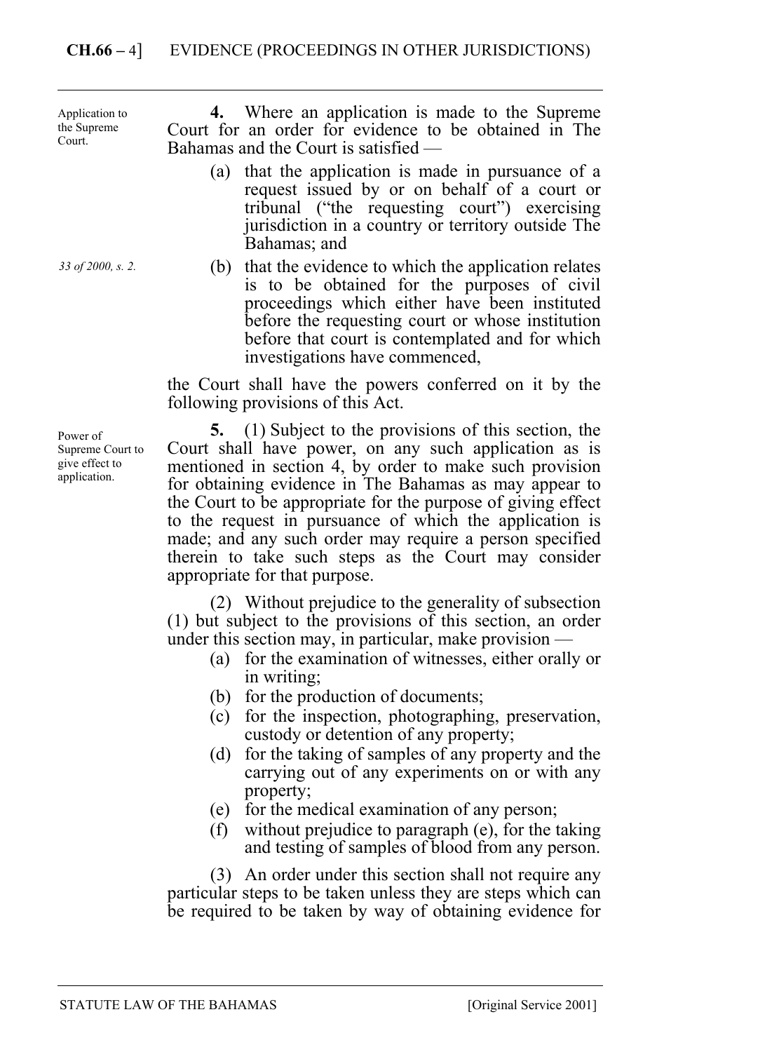Application to the Supreme Court.

**4.** Where an application is made to the Supreme Court for an order for evidence to be obtained in The Bahamas and the Court is satisfied —

(a) that the application is made in pursuance of a request issued by or on behalf of a court or tribunal ("the requesting court") exercising jurisdiction in a country or territory outside The Bahamas; and

*33 of 2000, s. 2.*

(b) that the evidence to which the application relates is to be obtained for the purposes of civil proceedings which either have been instituted before the requesting court or whose institution before that court is contemplated and for which investigations have commenced,

the Court shall have the powers conferred on it by the following provisions of this Act.

Power of Supreme Court to give effect to application.

**5.** (1) Subject to the provisions of this section, the Court shall have power, on any such application as is mentioned in section 4, by order to make such provision for obtaining evidence in The Bahamas as may appear to the Court to be appropriate for the purpose of giving effect to the request in pursuance of which the application is made; and any such order may require a person specified therein to take such steps as the Court may consider appropriate for that purpose.

(2) Without prejudice to the generality of subsection (1) but subject to the provisions of this section, an order under this section may, in particular, make provision —

(a) for the examination of witnesses, either orally or in writing;

(b) for the production of documents;

(c) for the inspection, photographing, preservation, custody or detention of any property;

(d) for the taking of samples of any property and the carrying out of any experiments on or with any property;

(e) for the medical examination of any person;

(f) without prejudice to paragraph (e), for the taking and testing of samples of blood from any person.

(3) An order under this section shall not require any particular steps to be taken unless they are steps which can be required to be taken by way of obtaining evidence for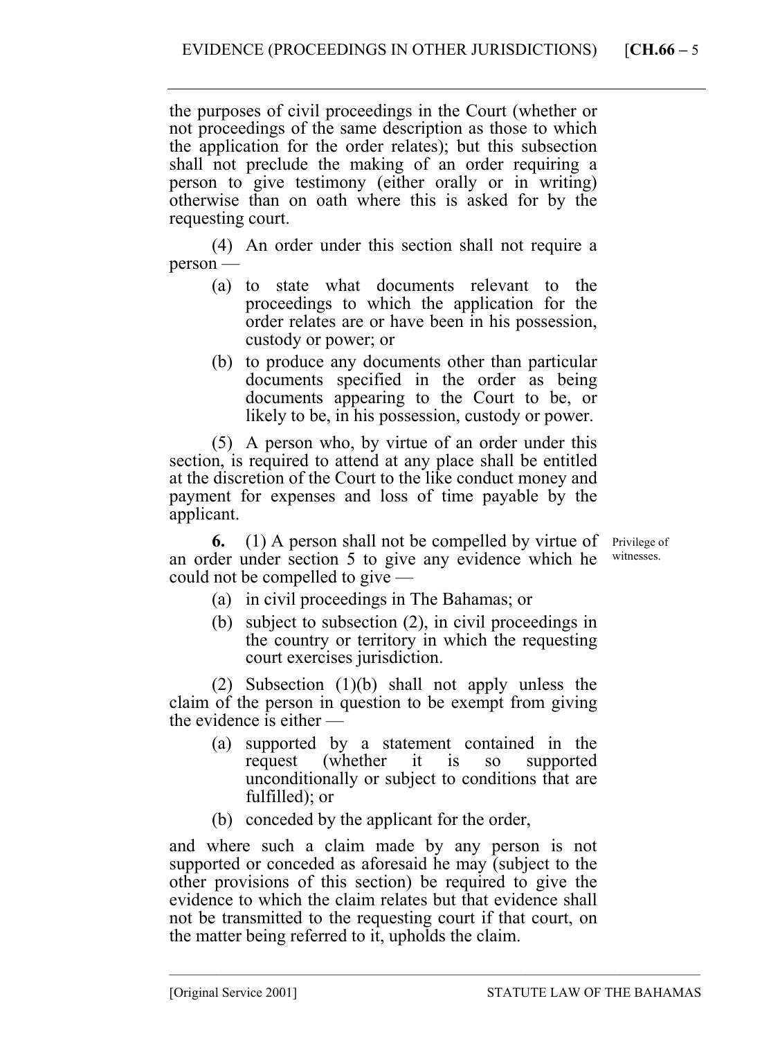the purposes of civil proceedings in the Court (whether or not proceedings of the same description as those to which the application for the order relates); but this subsection shall not preclude the making of an order requiring a person to give testimony (either orally or in writing) otherwise than on oath where this is asked for by the requesting court.

(4) An order under this section shall not require a person —

(a) to state what documents relevant to the proceedings to which the application for the order relates are or have been in his possession, custody or power; or

(b) to produce any documents other than particular documents specified in the order as being documents appearing to the Court to be, or likely to be, in his possession, custody or power.

(5) A person who, by virtue of an order under this section, is required to attend at any place shall be entitled at the discretion of the Court to the like conduct money and payment for expenses and loss of time payable by the applicant.

*Privilege of witnesses.*

**6.** (1) A person shall not be compelled by virtue of an order under section 5 to give any evidence which he could not be compelled to give —

(a) in civil proceedings in The Bahamas; or

(b) subject to subsection (2), in civil proceedings in the country or territory in which the requesting court exercises jurisdiction.

(2) Subsection (1)(b) shall not apply unless the claim of the person in question to be exempt from giving the evidence is either —

(a) supported by a statement contained in the request (whether it is so supported unconditionally or subject to conditions that are fulfilled); or

(b) conceded by the applicant for the order,

and where such a claim made by any person is not supported or conceded as aforesaid he may (subject to the other provisions of this section) be required to give the evidence to which the claim relates but that evidence shall not be transmitted to the requesting court if that court, on the matter being referred to it, upholds the claim.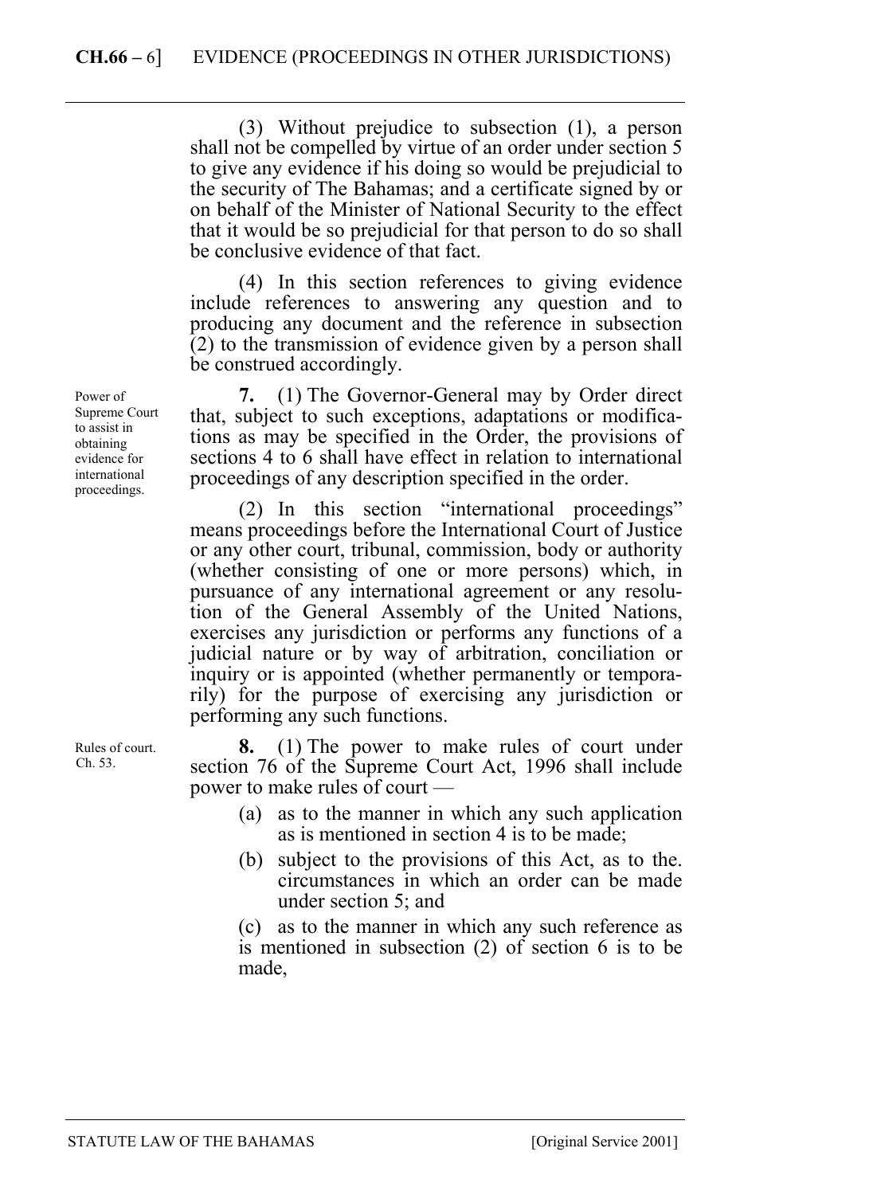(3) Without prejudice to subsection (1), a person shall not be compelled by virtue of an order under section 5 to give any evidence if his doing so would be prejudicial to the security of The Bahamas; and a certificate signed by or on behalf of the Minister of National Security to the effect that it would be so prejudicial for that person to do so shall be conclusive evidence of that fact.

(4) In this section references to giving evidence include references to answering any question and to producing any document and the reference in subsection (2) to the transmission of evidence given by a person shall be construed accordingly.

Power of Supreme Court to assist in obtaining evidence for international proceedings.

**7.** (1) The Governor-General may by Order direct that, subject to such exceptions, adaptations or modifications as may be specified in the Order, the provisions of sections 4 to 6 shall have effect in relation to international proceedings of any description specified in the order.

(2) In this section "international proceedings" means proceedings before the International Court of Justice or any other court, tribunal, commission, body or authority (whether consisting of one or more persons) which, in pursuance of any international agreement or any resolution of the General Assembly of the United Nations, exercises any jurisdiction or performs any functions of a judicial nature or by way of arbitration, conciliation or inquiry or is appointed (whether permanently or temporarily) for the purpose of exercising any jurisdiction or performing any such functions.

Rules of court. Ch. 53.

**8.** (1) The power to make rules of court under section 76 of the Supreme Court Act, 1996 shall include power to make rules of court —

(a) as to the manner in which any such application as is mentioned in section 4 is to be made;

(b) subject to the provisions of this Act, as to the. circumstances in which an order can be made under section 5; and

(c) as to the manner in which any such reference as is mentioned in subsection (2) of section 6 is to be made,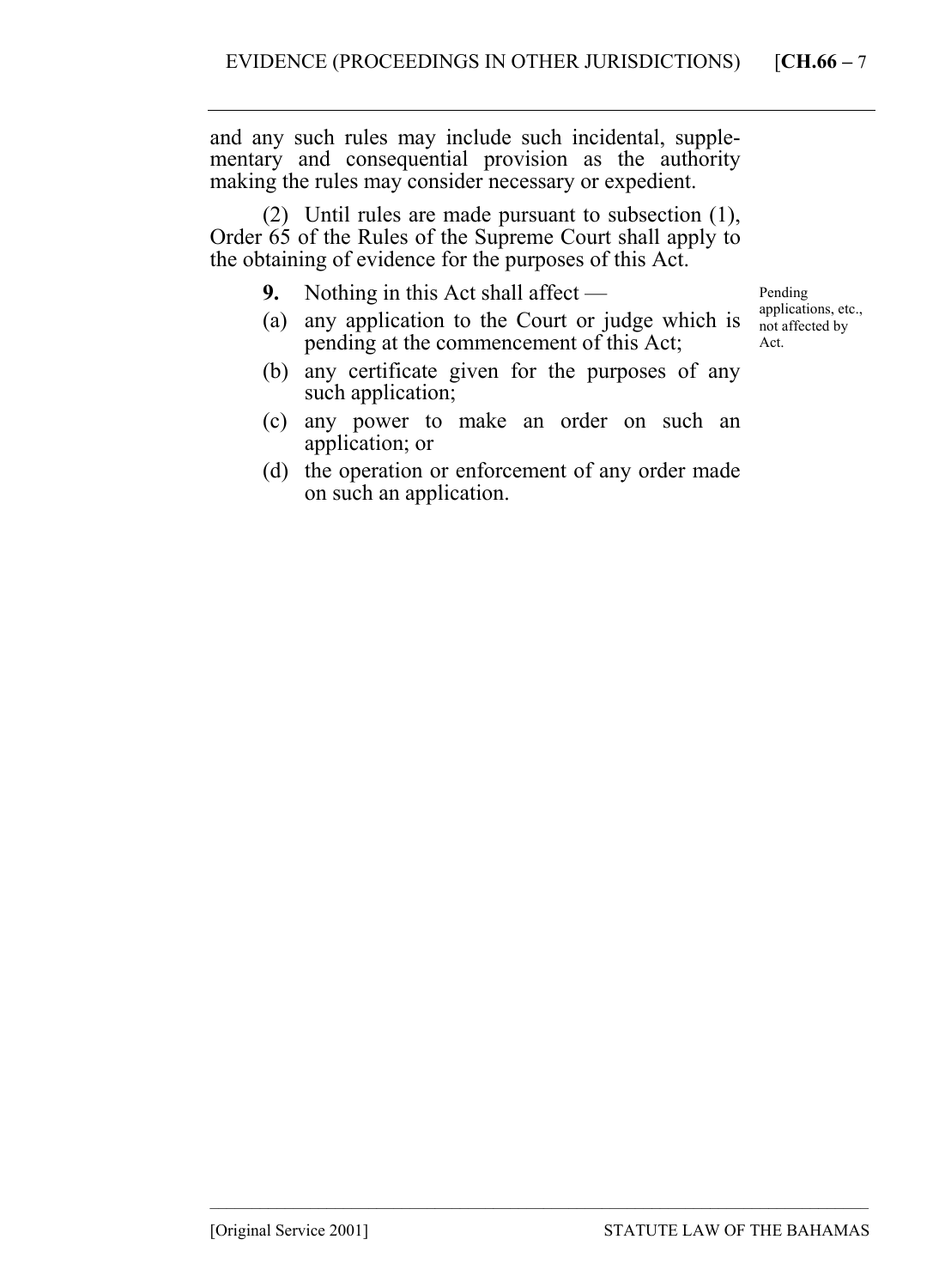and any such rules may include such incidental, supplementary and consequential provision as the authority making the rules may consider necessary or expedient.

(2) Until rules are made pursuant to subsection (1), Order 65 of the Rules of the Supreme Court shall apply to the obtaining of evidence for the purposes of this Act.

Pending applications, etc., not affected by Act.

**9.** Nothing in this Act shall affect —

(a) any application to the Court or judge which is pending at the commencement of this Act;

(b) any certificate given for the purposes of any such application;

(c) any power to make an order on such an application; or

(d) the operation or enforcement of any order made on such an application.